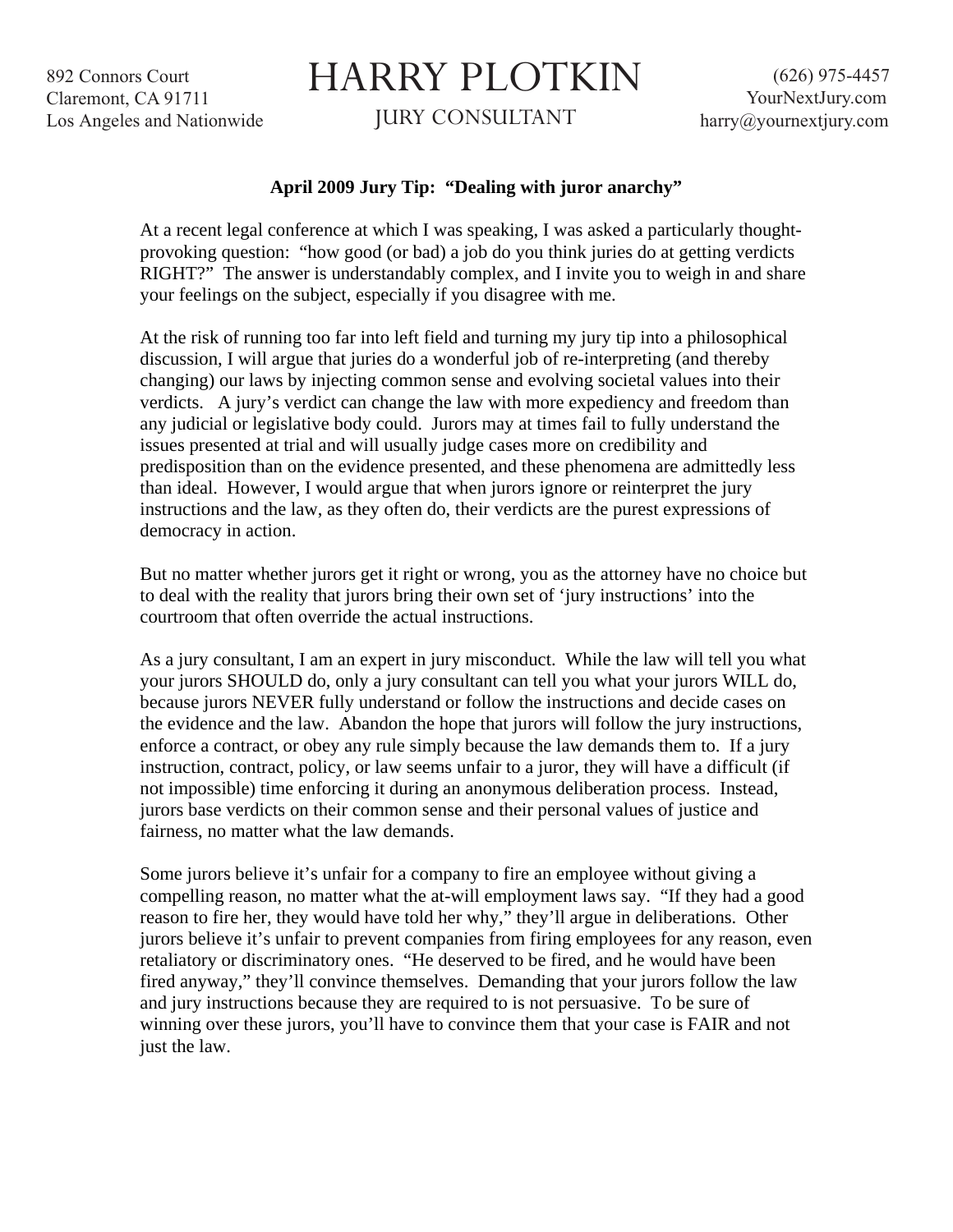892 Connors Court
Claremont, CA 91711
Los Angeles and Nationwide

# HARRY PLOTKIN

JURY CONSULTANT

(626) 975-4457
YourNextJury.com
harry@yournextjury.com

**April 2009 Jury Tip: "Dealing with juror anarchy"**

At a recent legal conference at which I was speaking, I was asked a particularly thought-provoking question: "how good (or bad) a job do you think juries do at getting verdicts RIGHT?" The answer is understandably complex, and I invite you to weigh in and share your feelings on the subject, especially if you disagree with me.

At the risk of running too far into left field and turning my jury tip into a philosophical discussion, I will argue that juries do a wonderful job of re-interpreting (and thereby changing) our laws by injecting common sense and evolving societal values into their verdicts. A jury's verdict can change the law with more expediency and freedom than any judicial or legislative body could. Jurors may at times fail to fully understand the issues presented at trial and will usually judge cases more on credibility and predisposition than on the evidence presented, and these phenomena are admittedly less than ideal. However, I would argue that when jurors ignore or reinterpret the jury instructions and the law, as they often do, their verdicts are the purest expressions of democracy in action.

But no matter whether jurors get it right or wrong, you as the attorney have no choice but to deal with the reality that jurors bring their own set of 'jury instructions' into the courtroom that often override the actual instructions.

As a jury consultant, I am an expert in jury misconduct. While the law will tell you what your jurors SHOULD do, only a jury consultant can tell you what your jurors WILL do, because jurors NEVER fully understand or follow the instructions and decide cases on the evidence and the law. Abandon the hope that jurors will follow the jury instructions, enforce a contract, or obey any rule simply because the law demands them to. If a jury instruction, contract, policy, or law seems unfair to a juror, they will have a difficult (if not impossible) time enforcing it during an anonymous deliberation process. Instead, jurors base verdicts on their common sense and their personal values of justice and fairness, no matter what the law demands.

Some jurors believe it's unfair for a company to fire an employee without giving a compelling reason, no matter what the at-will employment laws say. "If they had a good reason to fire her, they would have told her why," they'll argue in deliberations. Other jurors believe it's unfair to prevent companies from firing employees for any reason, even retaliatory or discriminatory ones. "He deserved to be fired, and he would have been fired anyway," they'll convince themselves. Demanding that your jurors follow the law and jury instructions because they are required to is not persuasive. To be sure of winning over these jurors, you'll have to convince them that your case is FAIR and not just the law.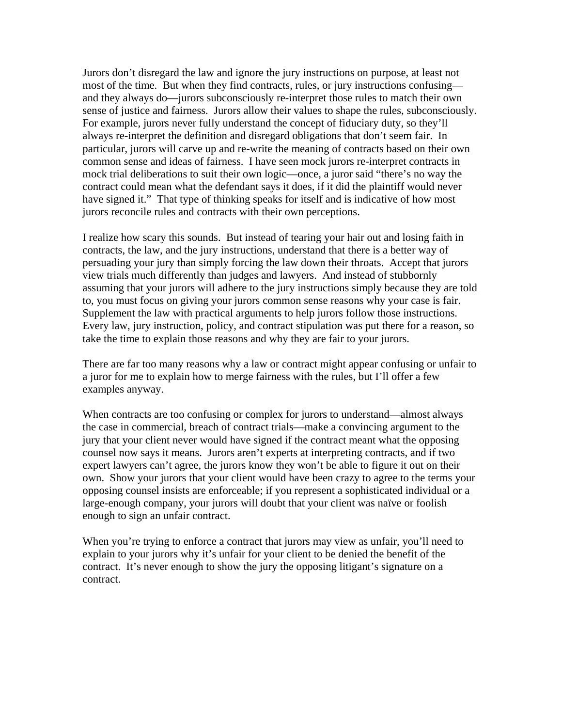Jurors don't disregard the law and ignore the jury instructions on purpose, at least not most of the time. But when they find contracts, rules, or jury instructions confusing—and they always do—jurors subconsciously re-interpret those rules to match their own sense of justice and fairness. Jurors allow their values to shape the rules, subconsciously. For example, jurors never fully understand the concept of fiduciary duty, so they'll always re-interpret the definition and disregard obligations that don't seem fair. In particular, jurors will carve up and re-write the meaning of contracts based on their own common sense and ideas of fairness. I have seen mock jurors re-interpret contracts in mock trial deliberations to suit their own logic—once, a juror said "there's no way the contract could mean what the defendant says it does, if it did the plaintiff would never have signed it." That type of thinking speaks for itself and is indicative of how most jurors reconcile rules and contracts with their own perceptions.

I realize how scary this sounds. But instead of tearing your hair out and losing faith in contracts, the law, and the jury instructions, understand that there is a better way of persuading your jury than simply forcing the law down their throats. Accept that jurors view trials much differently than judges and lawyers. And instead of stubbornly assuming that your jurors will adhere to the jury instructions simply because they are told to, you must focus on giving your jurors common sense reasons why your case is fair. Supplement the law with practical arguments to help jurors follow those instructions. Every law, jury instruction, policy, and contract stipulation was put there for a reason, so take the time to explain those reasons and why they are fair to your jurors.

There are far too many reasons why a law or contract might appear confusing or unfair to a juror for me to explain how to merge fairness with the rules, but I'll offer a few examples anyway.

When contracts are too confusing or complex for jurors to understand—almost always the case in commercial, breach of contract trials—make a convincing argument to the jury that your client never would have signed if the contract meant what the opposing counsel now says it means. Jurors aren't experts at interpreting contracts, and if two expert lawyers can't agree, the jurors know they won't be able to figure it out on their own. Show your jurors that your client would have been crazy to agree to the terms your opposing counsel insists are enforceable; if you represent a sophisticated individual or a large-enough company, your jurors will doubt that your client was naïve or foolish enough to sign an unfair contract.

When you're trying to enforce a contract that jurors may view as unfair, you'll need to explain to your jurors why it's unfair for your client to be denied the benefit of the contract. It's never enough to show the jury the opposing litigant's signature on a contract.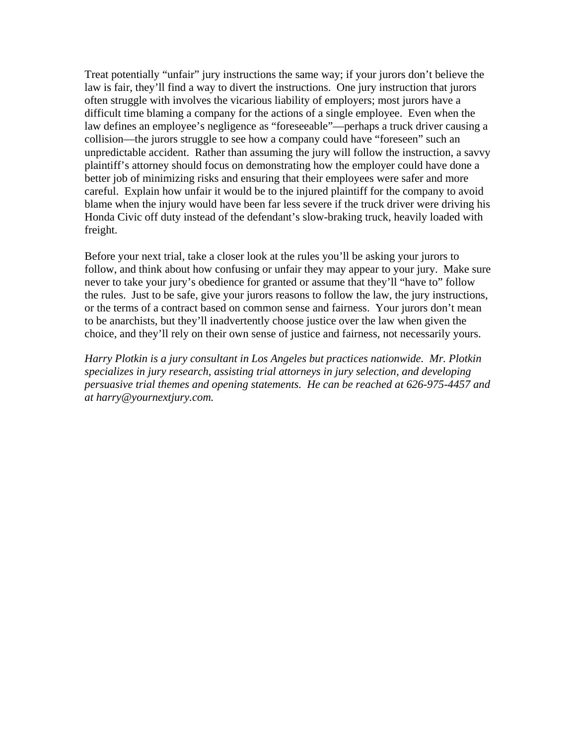Treat potentially "unfair" jury instructions the same way; if your jurors don't believe the law is fair, they'll find a way to divert the instructions. One jury instruction that jurors often struggle with involves the vicarious liability of employers; most jurors have a difficult time blaming a company for the actions of a single employee. Even when the law defines an employee's negligence as "foreseeable"—perhaps a truck driver causing a collision—the jurors struggle to see how a company could have "foreseen" such an unpredictable accident. Rather than assuming the jury will follow the instruction, a savvy plaintiff's attorney should focus on demonstrating how the employer could have done a better job of minimizing risks and ensuring that their employees were safer and more careful. Explain how unfair it would be to the injured plaintiff for the company to avoid blame when the injury would have been far less severe if the truck driver were driving his Honda Civic off duty instead of the defendant's slow-braking truck, heavily loaded with freight.

Before your next trial, take a closer look at the rules you'll be asking your jurors to follow, and think about how confusing or unfair they may appear to your jury. Make sure never to take your jury's obedience for granted or assume that they'll "have to" follow the rules. Just to be safe, give your jurors reasons to follow the law, the jury instructions, or the terms of a contract based on common sense and fairness. Your jurors don't mean to be anarchists, but they'll inadvertently choose justice over the law when given the choice, and they'll rely on their own sense of justice and fairness, not necessarily yours.

*Harry Plotkin is a jury consultant in Los Angeles but practices nationwide. Mr. Plotkin specializes in jury research, assisting trial attorneys in jury selection, and developing persuasive trial themes and opening statements. He can be reached at 626-975-4457 and at harry@yournextjury.com.*